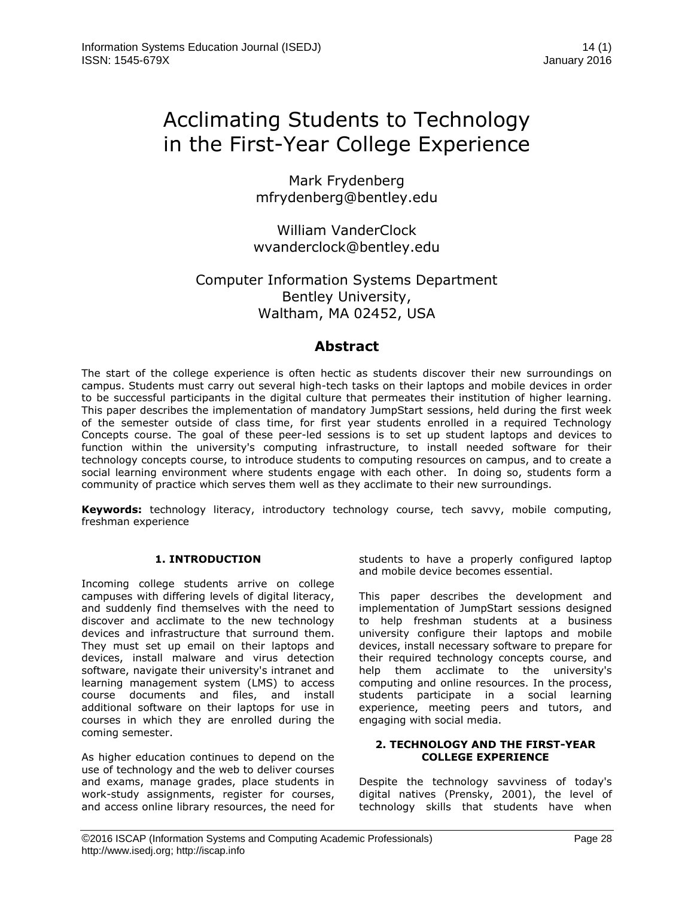# Acclimating Students to Technology in the First-Year College Experience

Mark Frydenberg
mfrydenberg@bentley.edu

William VanderClock
wvanderclock@bentley.edu

Computer Information Systems Department
Bentley University,
Waltham, MA 02452, USA

## Abstract

The start of the college experience is often hectic as students discover their new surroundings on campus. Students must carry out several high-tech tasks on their laptops and mobile devices in order to be successful participants in the digital culture that permeates their institution of higher learning. This paper describes the implementation of mandatory JumpStart sessions, held during the first week of the semester outside of class time, for first year students enrolled in a required Technology Concepts course. The goal of these peer-led sessions is to set up student laptops and devices to function within the university's computing infrastructure, to install needed software for their technology concepts course, to introduce students to computing resources on campus, and to create a social learning environment where students engage with each other. In doing so, students form a community of practice which serves them well as they acclimate to their new surroundings.

**Keywords:** technology literacy, introductory technology course, tech savvy, mobile computing, freshman experience

## 1. INTRODUCTION

Incoming college students arrive on college campuses with differing levels of digital literacy, and suddenly find themselves with the need to discover and acclimate to the new technology devices and infrastructure that surround them. They must set up email on their laptops and devices, install malware and virus detection software, navigate their university's intranet and learning management system (LMS) to access course documents and files, and install additional software on their laptops for use in courses in which they are enrolled during the coming semester.

As higher education continues to depend on the use of technology and the web to deliver courses and exams, manage grades, place students in work-study assignments, register for courses, and access online library resources, the need for students to have a properly configured laptop and mobile device becomes essential.

This paper describes the development and implementation of JumpStart sessions designed to help freshman students at a business university configure their laptops and mobile devices, install necessary software to prepare for their required technology concepts course, and help them acclimate to the university's computing and online resources. In the process, students participate in a social learning experience, meeting peers and tutors, and engaging with social media.

## 2. TECHNOLOGY AND THE FIRST-YEAR COLLEGE EXPERIENCE

Despite the technology savviness of today's digital natives (Prensky, 2001), the level of technology skills that students have when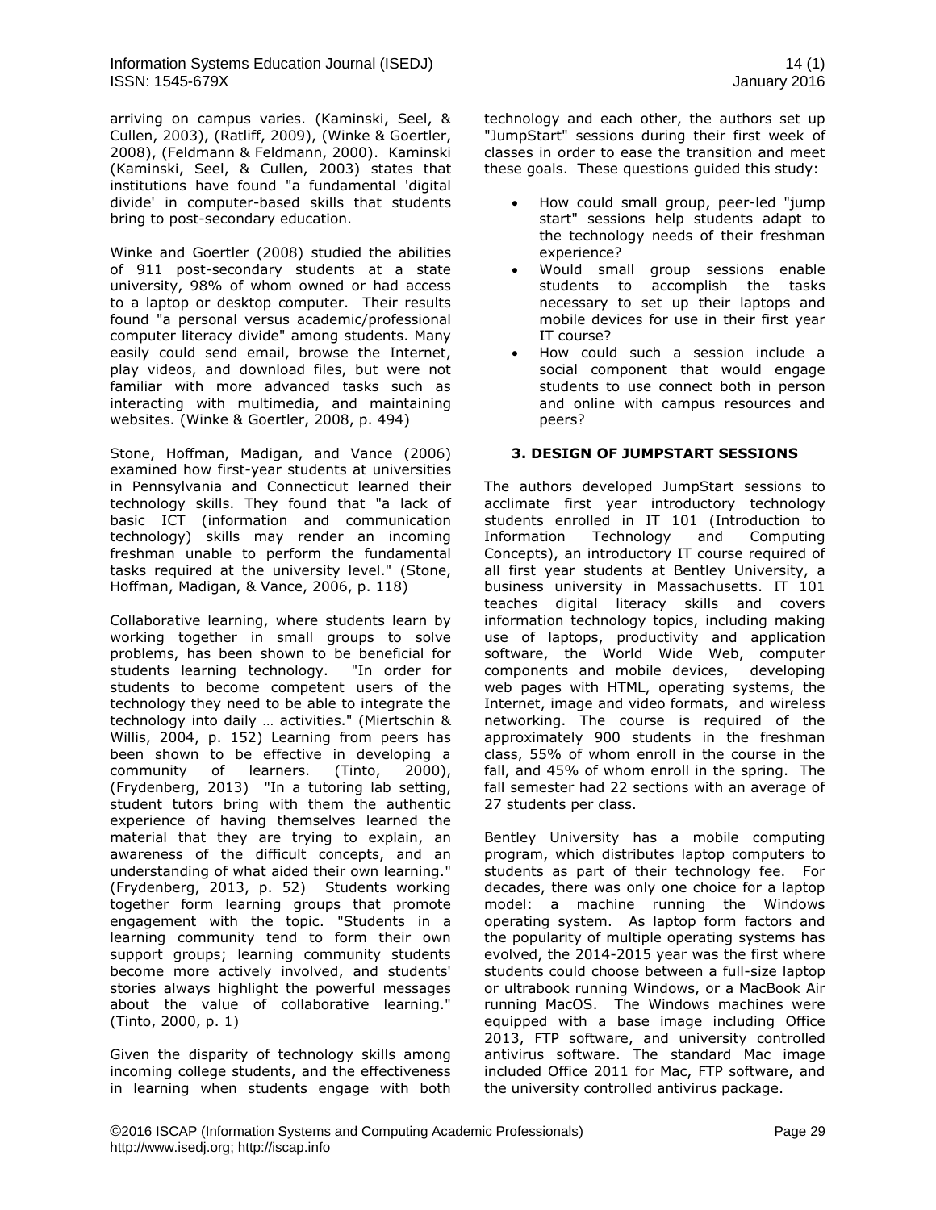arriving on campus varies. (Kaminski, Seel, & Cullen, 2003), (Ratliff, 2009), (Winke & Goertler, 2008), (Feldmann & Feldmann, 2000). Kaminski (Kaminski, Seel, & Cullen, 2003) states that institutions have found "a fundamental 'digital divide' in computer-based skills that students bring to post-secondary education.

Winke and Goertler (2008) studied the abilities of 911 post-secondary students at a state university, 98% of whom owned or had access to a laptop or desktop computer. Their results found "a personal versus academic/professional computer literacy divide" among students. Many easily could send email, browse the Internet, play videos, and download files, but were not familiar with more advanced tasks such as interacting with multimedia, and maintaining websites. (Winke & Goertler, 2008, p. 494)

Stone, Hoffman, Madigan, and Vance (2006) examined how first-year students at universities in Pennsylvania and Connecticut learned their technology skills. They found that "a lack of basic ICT (information and communication technology) skills may render an incoming freshman unable to perform the fundamental tasks required at the university level." (Stone, Hoffman, Madigan, & Vance, 2006, p. 118)

Collaborative learning, where students learn by working together in small groups to solve problems, has been shown to be beneficial for students learning technology. "In order for students to become competent users of the technology they need to be able to integrate the technology into daily … activities." (Miertschin & Willis, 2004, p. 152) Learning from peers has been shown to be effective in developing a community of learners. (Tinto, 2000), (Frydenberg, 2013) "In a tutoring lab setting, student tutors bring with them the authentic experience of having themselves learned the material that they are trying to explain, an awareness of the difficult concepts, and an understanding of what aided their own learning." (Frydenberg, 2013, p. 52) Students working together form learning groups that promote engagement with the topic. "Students in a learning community tend to form their own support groups; learning community students become more actively involved, and students' stories always highlight the powerful messages about the value of collaborative learning." (Tinto, 2000, p. 1)

Given the disparity of technology skills among incoming college students, and the effectiveness in learning when students engage with both technology and each other, the authors set up "JumpStart" sessions during their first week of classes in order to ease the transition and meet these goals. These questions guided this study:

- How could small group, peer-led "jump start" sessions help students adapt to the technology needs of their freshman experience?
- Would small group sessions enable students to accomplish the tasks necessary to set up their laptops and mobile devices for use in their first year IT course?
- How could such a session include a social component that would engage students to use connect both in person and online with campus resources and peers?

## 3. DESIGN OF JUMPSTART SESSIONS

The authors developed JumpStart sessions to acclimate first year introductory technology students enrolled in IT 101 (Introduction to Information Technology and Computing Concepts), an introductory IT course required of all first year students at Bentley University, a business university in Massachusetts. IT 101 teaches digital literacy skills and covers information technology topics, including making use of laptops, productivity and application software, the World Wide Web, computer components and mobile devices, developing web pages with HTML, operating systems, the Internet, image and video formats, and wireless networking. The course is required of the approximately 900 students in the freshman class, 55% of whom enroll in the course in the fall, and 45% of whom enroll in the spring. The fall semester had 22 sections with an average of 27 students per class.

Bentley University has a mobile computing program, which distributes laptop computers to students as part of their technology fee. For decades, there was only one choice for a laptop model: a machine running the Windows operating system. As laptop form factors and the popularity of multiple operating systems has evolved, the 2014-2015 year was the first where students could choose between a full-size laptop or ultrabook running Windows, or a MacBook Air running MacOS. The Windows machines were equipped with a base image including Office 2013, FTP software, and university controlled antivirus software. The standard Mac image included Office 2011 for Mac, FTP software, and the university controlled antivirus package.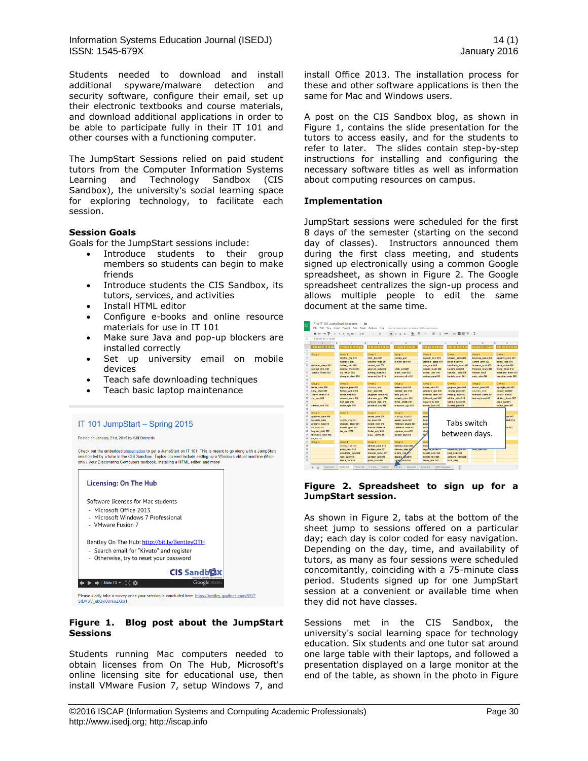Students needed to download and install additional spyware/malware detection and security software, configure their email, set up their electronic textbooks and course materials, and download additional applications in order to be able to participate fully in their IT 101 and other courses with a functioning computer.

The JumpStart Sessions relied on paid student tutors from the Computer Information Systems Learning and Technology Sandbox (CIS Sandbox), the university's social learning space for exploring technology, to facilitate each session.

**Session Goals**

Goals for the JumpStart sessions include:

- Introduce students to their group members so students can begin to make friends
- Introduce students the CIS Sandbox, its tutors, services, and activities
- Install HTML editor
- Configure e-books and online resource materials for use in IT 101
- Make sure Java and pop-up blockers are installed correctly
- Set up university email on mobile devices
- Teach safe downloading techniques
- Teach basic laptop maintenance

**Figure 1. Blog post about the JumpStart Sessions**

Students running Mac computers needed to obtain licenses from On The Hub, Microsoft's online licensing site for educational use, then install VMware Fusion 7, setup Windows 7, and install Office 2013. The installation process for these and other software applications is then the same for Mac and Windows users.

A post on the CIS Sandbox blog, as shown in Figure 1, contains the slide presentation for the tutors to access easily, and for the students to refer to later. The slides contain step-by-step instructions for installing and configuring the necessary software titles as well as information about computing resources on campus.

**Implementation**

JumpStart sessions were scheduled for the first 8 days of the semester (starting on the second day of classes). Instructors announced them during the first class meeting, and students signed up electronically using a common Google spreadsheet, as shown in Figure 2. The Google spreadsheet centralizes the sign-up process and allows multiple people to edit the same document at the same time.

**Figure 2. Spreadsheet to sign up for a JumpStart session.**

As shown in Figure 2, tabs at the bottom of the sheet jump to sessions offered on a particular day; each day is color coded for easy navigation. Depending on the day, time, and availability of tutors, as many as four sessions were scheduled concomitantly, coinciding with a 75-minute class period. Students signed up for one JumpStart session at a convenient or available time when they did not have classes.

Sessions met in the CIS Sandbox, the university's social learning space for technology education. Six students and one tutor sat around one large table with their laptops, and followed a presentation displayed on a large monitor at the end of the table, as shown in the photo in Figure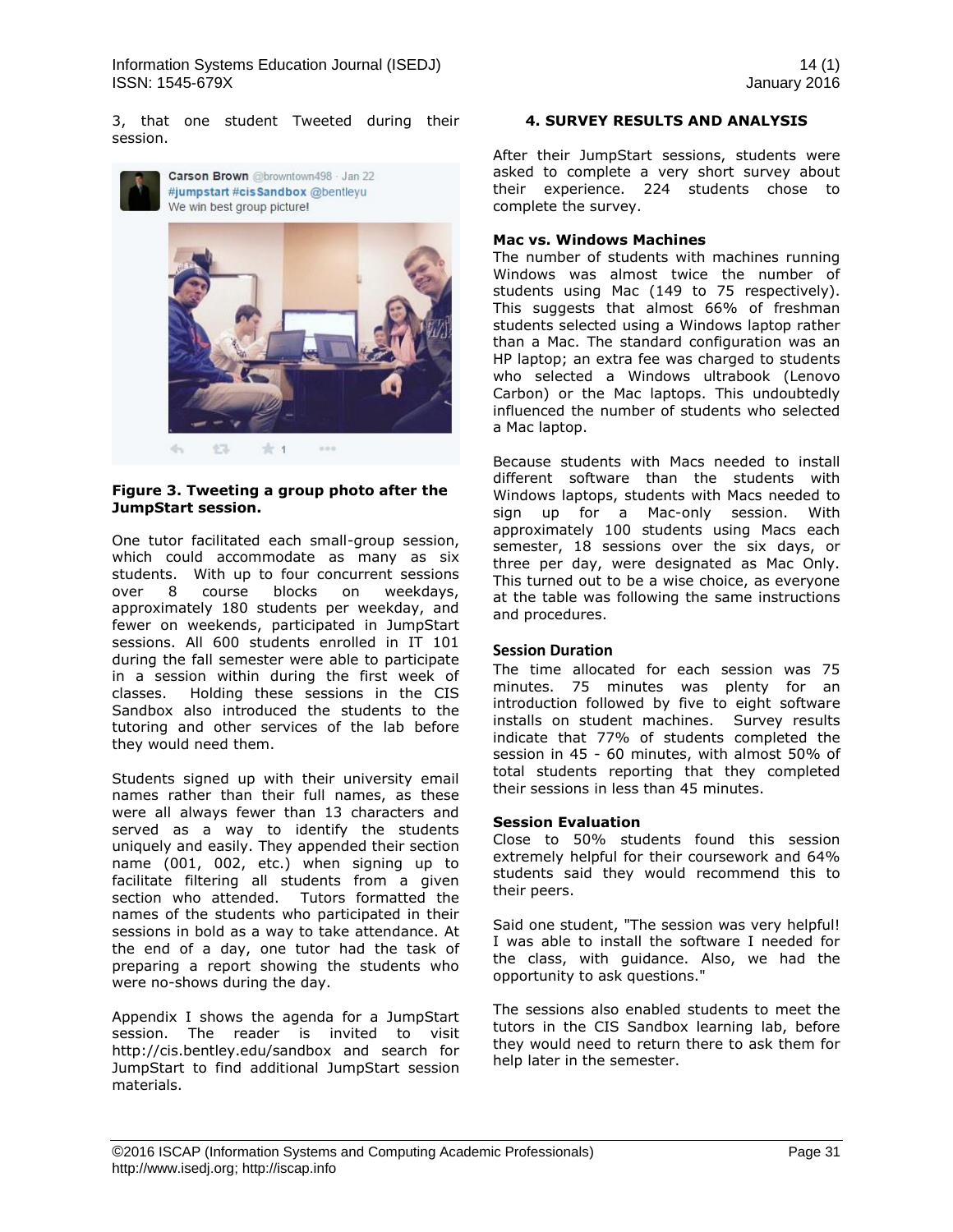3, that one student Tweeted during their session.

**Figure 3. Tweeting a group photo after the JumpStart session.**

One tutor facilitated each small-group session, which could accommodate as many as six students. With up to four concurrent sessions over 8 course blocks on weekdays, approximately 180 students per weekday, and fewer on weekends, participated in JumpStart sessions. All 600 students enrolled in IT 101 during the fall semester were able to participate in a session within during the first week of classes. Holding these sessions in the CIS Sandbox also introduced the students to the tutoring and other services of the lab before they would need them.

Students signed up with their university email names rather than their full names, as these were all always fewer than 13 characters and served as a way to identify the students uniquely and easily. They appended their section name (001, 002, etc.) when signing up to facilitate filtering all students from a given section who attended. Tutors formatted the names of the students who participated in their sessions in bold as a way to take attendance. At the end of a day, one tutor had the task of preparing a report showing the students who were no-shows during the day.

Appendix I shows the agenda for a JumpStart session. The reader is invited to visit http://cis.bentley.edu/sandbox and search for JumpStart to find additional JumpStart session materials.

## 4. SURVEY RESULTS AND ANALYSIS

After their JumpStart sessions, students were asked to complete a very short survey about their experience. 224 students chose to complete the survey.

### Mac vs. Windows Machines

The number of students with machines running Windows was almost twice the number of students using Mac (149 to 75 respectively). This suggests that almost 66% of freshman students selected using a Windows laptop rather than a Mac. The standard configuration was an HP laptop; an extra fee was charged to students who selected a Windows ultrabook (Lenovo Carbon) or the Mac laptops. This undoubtedly influenced the number of students who selected a Mac laptop.

Because students with Macs needed to install different software than the students with Windows laptops, students with Macs needed to sign up for a Mac-only session. With approximately 100 students using Macs each semester, 18 sessions over the six days, or three per day, were designated as Mac Only. This turned out to be a wise choice, as everyone at the table was following the same instructions and procedures.

### Session Duration

The time allocated for each session was 75 minutes. 75 minutes was plenty for an introduction followed by five to eight software installs on student machines. Survey results indicate that 77% of students completed the session in 45 - 60 minutes, with almost 50% of total students reporting that they completed their sessions in less than 45 minutes.

### Session Evaluation

Close to 50% students found this session extremely helpful for their coursework and 64% students said they would recommend this to their peers.

Said one student, "The session was very helpful! I was able to install the software I needed for the class, with guidance. Also, we had the opportunity to ask questions."

The sessions also enabled students to meet the tutors in the CIS Sandbox learning lab, before they would need to return there to ask them for help later in the semester.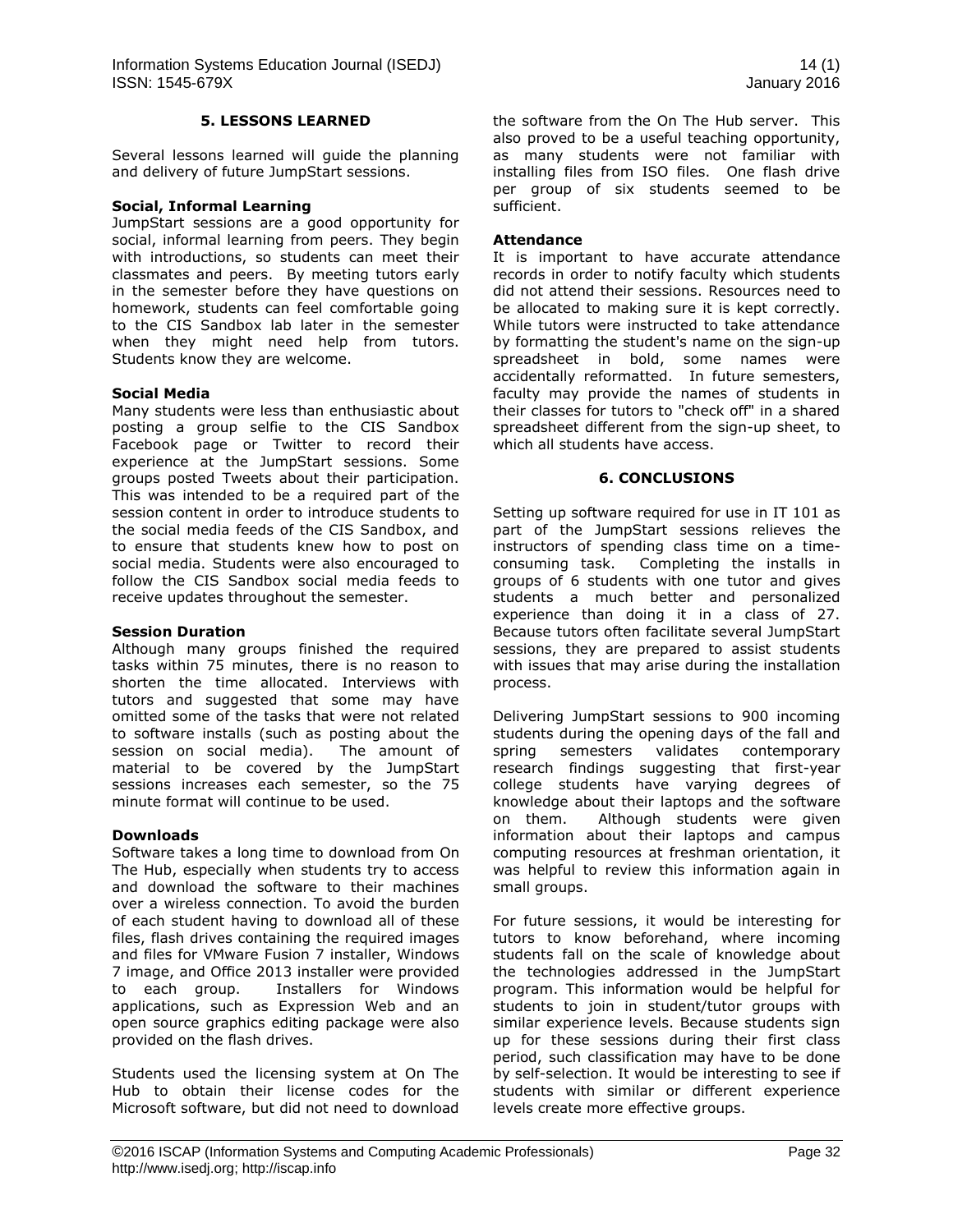## 5. LESSONS LEARNED

Several lessons learned will guide the planning and delivery of future JumpStart sessions.

### Social, Informal Learning

JumpStart sessions are a good opportunity for social, informal learning from peers. They begin with introductions, so students can meet their classmates and peers. By meeting tutors early in the semester before they have questions on homework, students can feel comfortable going to the CIS Sandbox lab later in the semester when they might need help from tutors. Students know they are welcome.

### Social Media

Many students were less than enthusiastic about posting a group selfie to the CIS Sandbox Facebook page or Twitter to record their experience at the JumpStart sessions. Some groups posted Tweets about their participation. This was intended to be a required part of the session content in order to introduce students to the social media feeds of the CIS Sandbox, and to ensure that students knew how to post on social media. Students were also encouraged to follow the CIS Sandbox social media feeds to receive updates throughout the semester.

### Session Duration

Although many groups finished the required tasks within 75 minutes, there is no reason to shorten the time allocated. Interviews with tutors and suggested that some may have omitted some of the tasks that were not related to software installs (such as posting about the session on social media). The amount of material to be covered by the JumpStart sessions increases each semester, so the 75 minute format will continue to be used.

### Downloads

Software takes a long time to download from On The Hub, especially when students try to access and download the software to their machines over a wireless connection. To avoid the burden of each student having to download all of these files, flash drives containing the required images and files for VMware Fusion 7 installer, Windows 7 image, and Office 2013 installer were provided to each group. Installers for Windows applications, such as Expression Web and an open source graphics editing package were also provided on the flash drives.

Students used the licensing system at On The Hub to obtain their license codes for the Microsoft software, but did not need to download the software from the On The Hub server. This also proved to be a useful teaching opportunity, as many students were not familiar with installing files from ISO files. One flash drive per group of six students seemed to be sufficient.

### Attendance

It is important to have accurate attendance records in order to notify faculty which students did not attend their sessions. Resources need to be allocated to making sure it is kept correctly. While tutors were instructed to take attendance by formatting the student's name on the sign-up spreadsheet in bold, some names were accidentally reformatted. In future semesters, faculty may provide the names of students in their classes for tutors to "check off" in a shared spreadsheet different from the sign-up sheet, to which all students have access.

## 6. CONCLUSIONS

Setting up software required for use in IT 101 as part of the JumpStart sessions relieves the instructors of spending class time on a time-consuming task. Completing the installs in groups of 6 students with one tutor and gives students a much better and personalized experience than doing it in a class of 27. Because tutors often facilitate several JumpStart sessions, they are prepared to assist students with issues that may arise during the installation process.

Delivering JumpStart sessions to 900 incoming students during the opening days of the fall and spring semesters validates contemporary research findings suggesting that first-year college students have varying degrees of knowledge about their laptops and the software on them. Although students were given information about their laptops and campus computing resources at freshman orientation, it was helpful to review this information again in small groups.

For future sessions, it would be interesting for tutors to know beforehand, where incoming students fall on the scale of knowledge about the technologies addressed in the JumpStart program. This information would be helpful for students to join in student/tutor groups with similar experience levels. Because students sign up for these sessions during their first class period, such classification may have to be done by self-selection. It would be interesting to see if students with similar or different experience levels create more effective groups.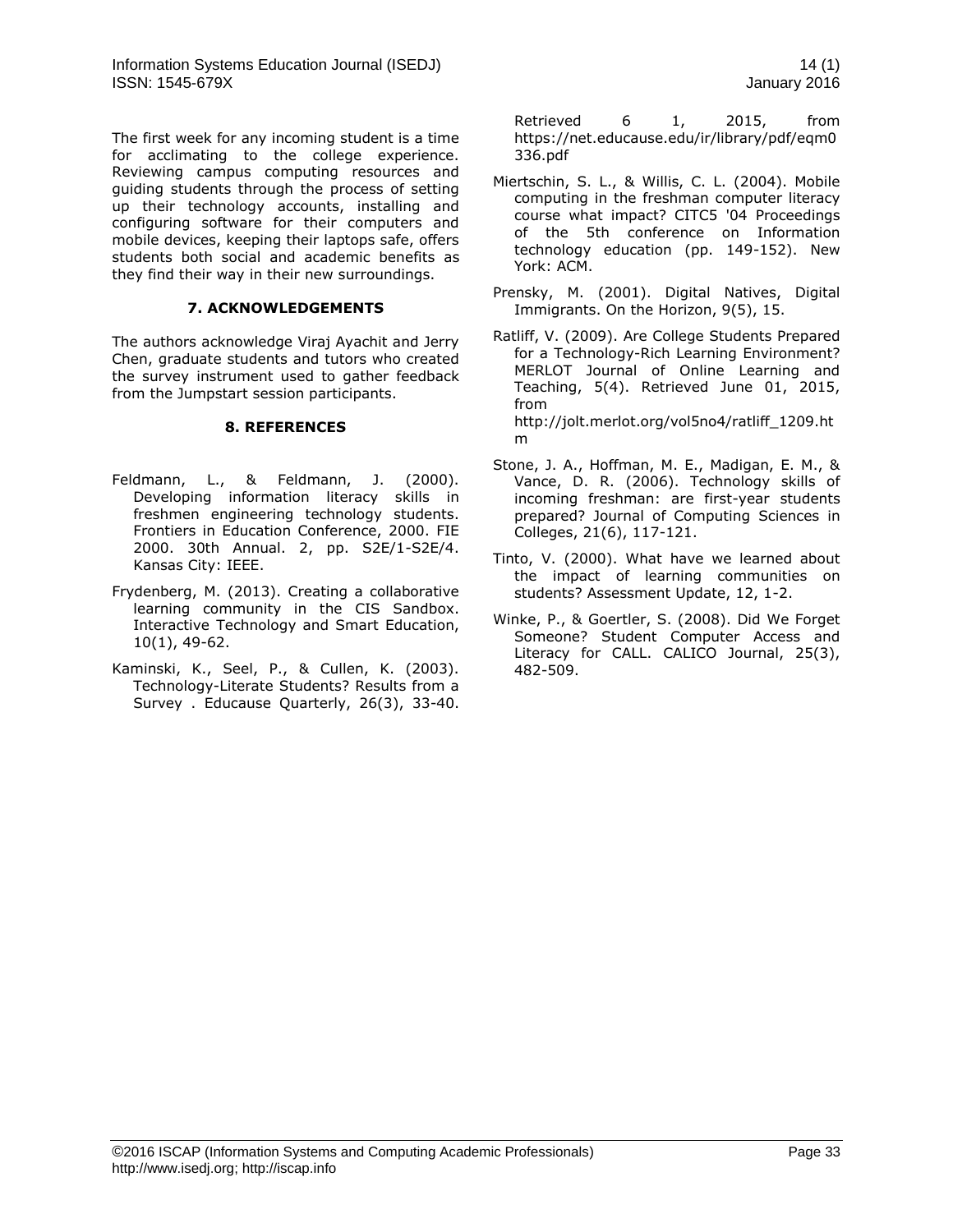The first week for any incoming student is a time for acclimating to the college experience. Reviewing campus computing resources and guiding students through the process of setting up their technology accounts, installing and configuring software for their computers and mobile devices, keeping their laptops safe, offers students both social and academic benefits as they find their way in their new surroundings.

## 7. ACKNOWLEDGEMENTS

The authors acknowledge Viraj Ayachit and Jerry Chen, graduate students and tutors who created the survey instrument used to gather feedback from the Jumpstart session participants.

## 8. REFERENCES

Feldmann, L., & Feldmann, J. (2000). Developing information literacy skills in freshmen engineering technology students. Frontiers in Education Conference, 2000. FIE 2000. 30th Annual. 2, pp. S2E/1-S2E/4. Kansas City: IEEE.

Frydenberg, M. (2013). Creating a collaborative learning community in the CIS Sandbox. Interactive Technology and Smart Education, 10(1), 49-62.

Kaminski, K., Seel, P., & Cullen, K. (2003). Technology-Literate Students? Results from a Survey . Educause Quarterly, 26(3), 33-40. Retrieved 6 1, 2015, from https://net.educause.edu/ir/library/pdf/eqm0336.pdf

Miertschin, S. L., & Willis, C. L. (2004). Mobile computing in the freshman computer literacy course what impact? CITC5 '04 Proceedings of the 5th conference on Information technology education (pp. 149-152). New York: ACM.

Prensky, M. (2001). Digital Natives, Digital Immigrants. On the Horizon, 9(5), 15.

Ratliff, V. (2009). Are College Students Prepared for a Technology-Rich Learning Environment? MERLOT Journal of Online Learning and Teaching, 5(4). Retrieved June 01, 2015, from http://jolt.merlot.org/vol5no4/ratliff_1209.htm

Stone, J. A., Hoffman, M. E., Madigan, E. M., & Vance, D. R. (2006). Technology skills of incoming freshman: are first-year students prepared? Journal of Computing Sciences in Colleges, 21(6), 117-121.

Tinto, V. (2000). What have we learned about the impact of learning communities on students? Assessment Update, 12, 1-2.

Winke, P., & Goertler, S. (2008). Did We Forget Someone? Student Computer Access and Literacy for CALL. CALICO Journal, 25(3), 482-509.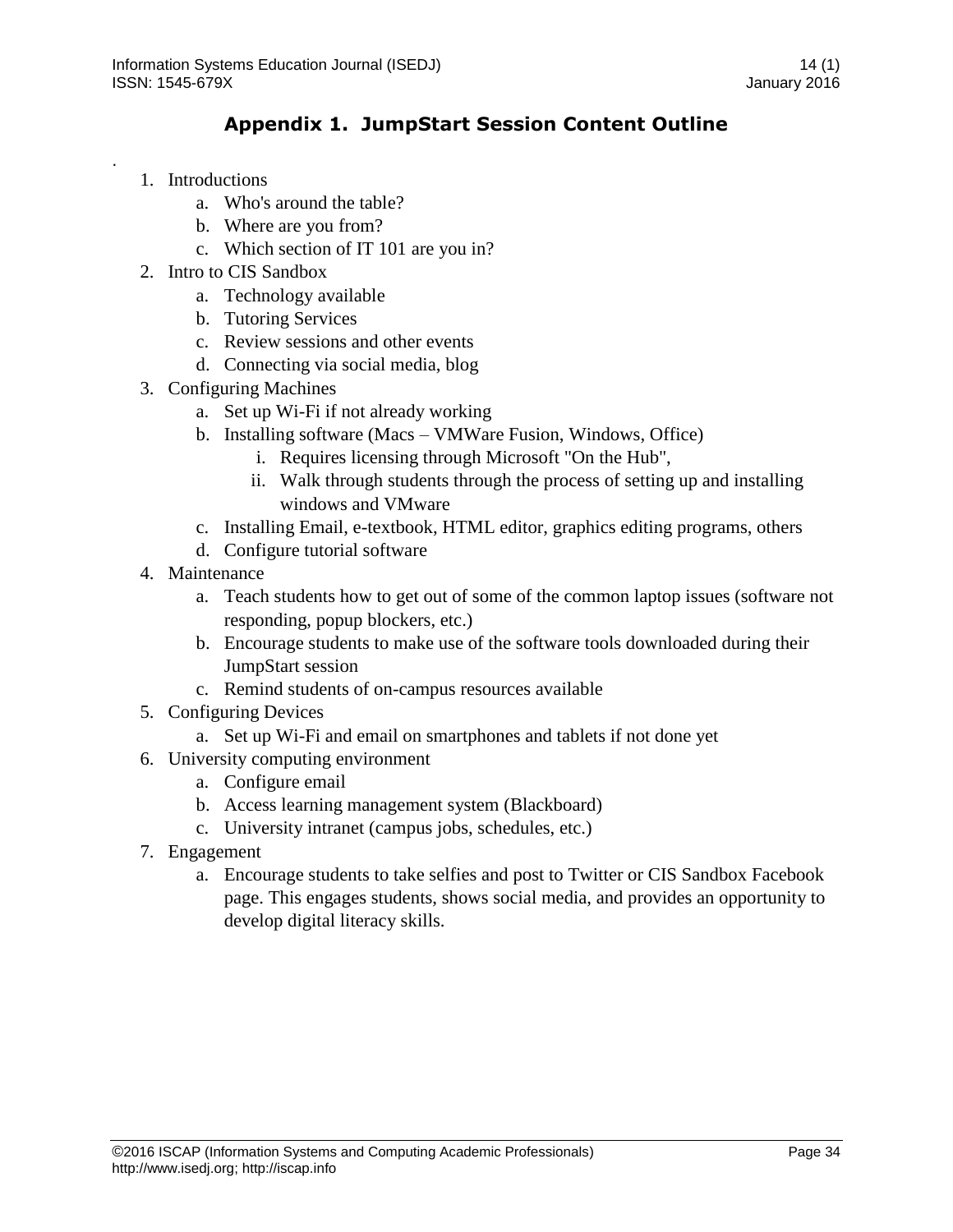## Appendix 1. JumpStart Session Content Outline

1. Introductions
    a. Who's around the table?
    b. Where are you from?
    c. Which section of IT 101 are you in?
2. Intro to CIS Sandbox
    a. Technology available
    b. Tutoring Services
    c. Review sessions and other events
    d. Connecting via social media, blog
3. Configuring Machines
    a. Set up Wi-Fi if not already working
    b. Installing software (Macs – VMWare Fusion, Windows, Office)
        i. Requires licensing through Microsoft "On the Hub",
        ii. Walk through students through the process of setting up and installing windows and VMware
    c. Installing Email, e-textbook, HTML editor, graphics editing programs, others
    d. Configure tutorial software
4. Maintenance
    a. Teach students how to get out of some of the common laptop issues (software not responding, popup blockers, etc.)
    b. Encourage students to make use of the software tools downloaded during their JumpStart session
    c. Remind students of on-campus resources available
5. Configuring Devices
    a. Set up Wi-Fi and email on smartphones and tablets if not done yet
6. University computing environment
    a. Configure email
    b. Access learning management system (Blackboard)
    c. University intranet (campus jobs, schedules, etc.)
7. Engagement
    a. Encourage students to take selfies and post to Twitter or CIS Sandbox Facebook page. This engages students, shows social media, and provides an opportunity to develop digital literacy skills.